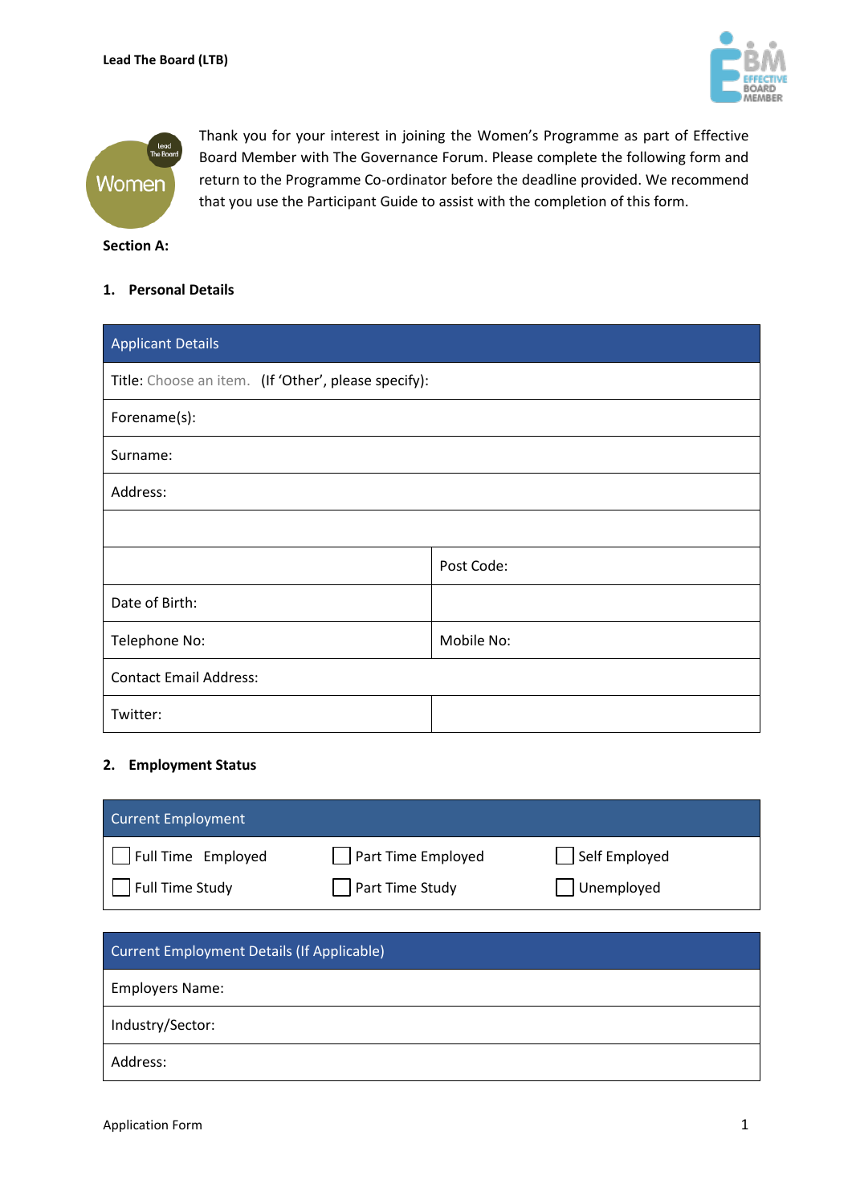Lead The Board (LTB)

Thank you for your interest in joining the Women's Programme as part of Effective Board Member with The Governance Forum. Please complete the following form and return to the Programme Co-ordinator before the deadline provided. We recommend that you use the Participant Guide to assist with the completion of this form.

**Section A:**

## 1. Personal Details

| Applicant Details | |
|---|---|
| Title: Choose an item. (If 'Other', please specify): | |
| Forename(s): | |
| Surname: | |
| Address: | |
| | |
| | Post Code: |
| Date of Birth: | |
| Telephone No: | Mobile No: |
| Contact Email Address: | |
| Twitter: | |

## 2. Employment Status

| Current Employment | | |
|---|---|---|
| ☐ Full Time Employed | ☐ Part Time Employed | ☐ Self Employed |
| ☐ Full Time Study | ☐ Part Time Study | ☐ Unemployed |

| Current Employment Details (If Applicable) |
|---|
| Employers Name: |
| Industry/Sector: |
| Address: |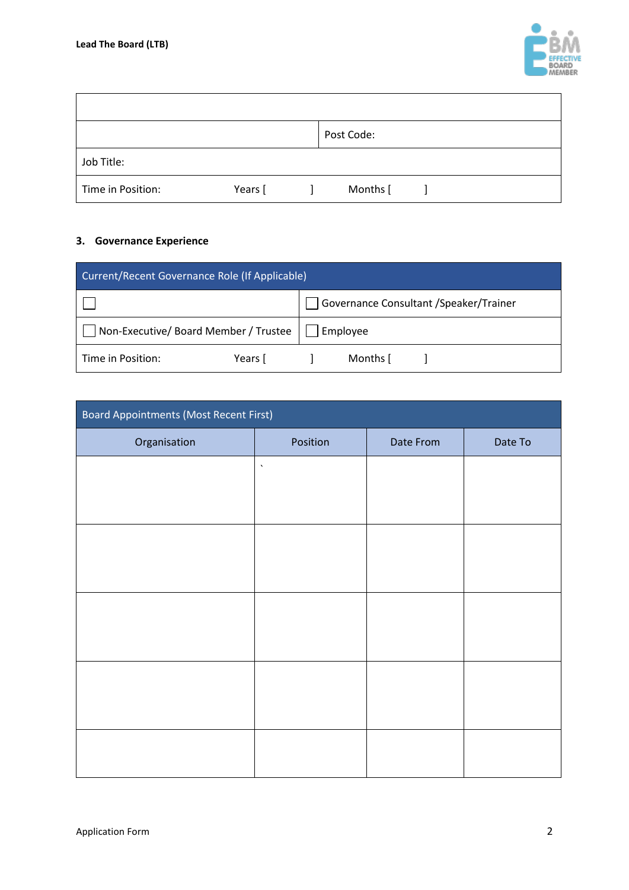| | |
|---|---|
| | |
| | Post Code: |
| Job Title: | |
| Time in Position: Years [ ] | Months [ ] |

### 3. Governance Experience

| Current/Recent Governance Role (If Applicable) | |
|---|---|
| ☐ | ☐ Governance Consultant /Speaker/Trainer |
| ☐ Non-Executive/ Board Member / Trustee | ☐ Employee |
| Time in Position: Years [ ] | Months [ ] |

| Board Appointments (Most Recent First) | | | |
|---|---|---|---|
| Organisation | Position | Date From | Date To |
| | ` | | |
| | | | |
| | | | |
| | | | |
| | | | |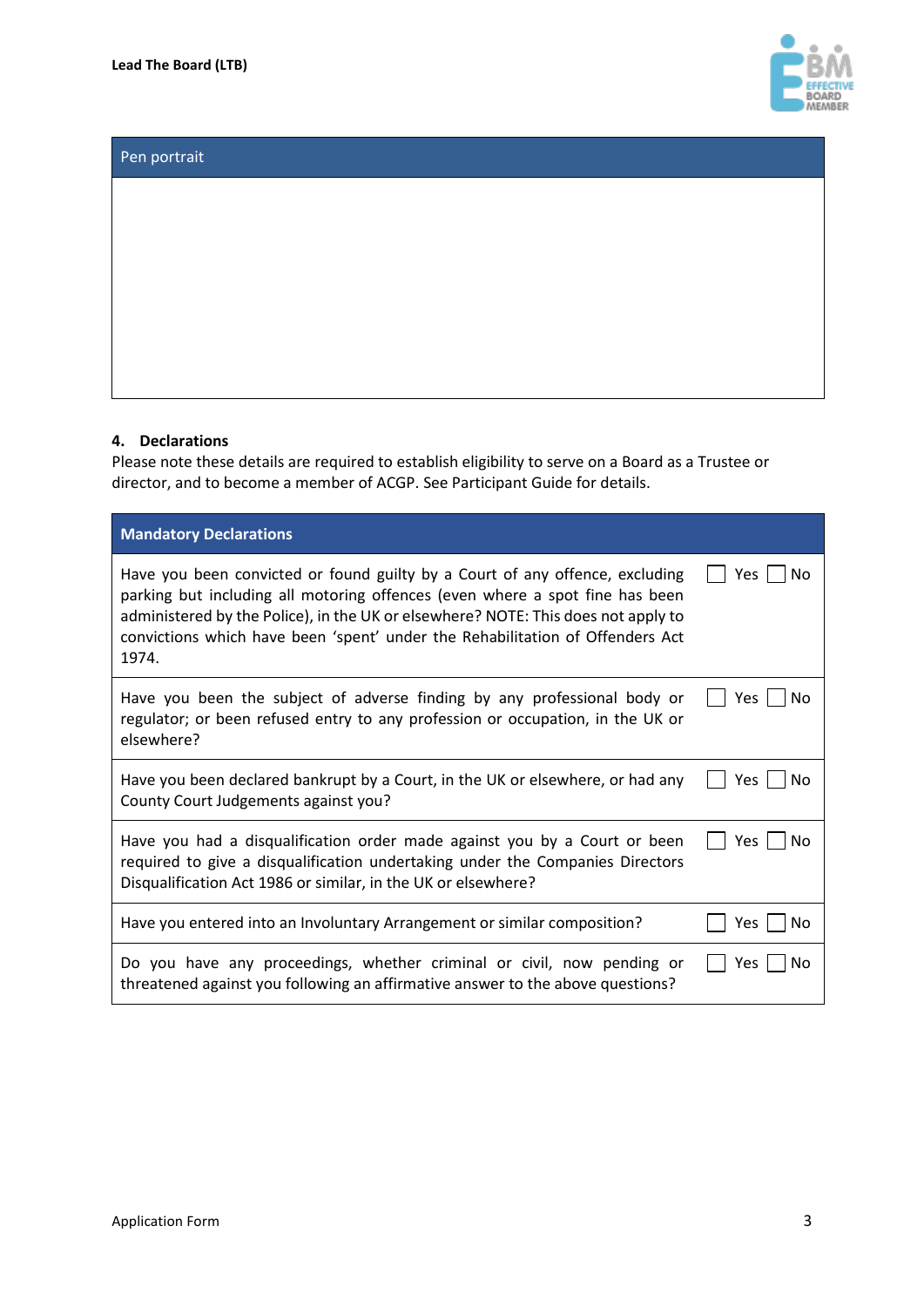| Pen portrait |
| --- |
| |

## 4. Declarations

Please note these details are required to establish eligibility to serve on a Board as a Trustee or director, and to become a member of ACGP. See Participant Guide for details.

| Mandatory Declarations | |
| --- | --- |
| Have you been convicted or found guilty by a Court of any offence, excluding parking but including all motoring offences (even where a spot fine has been administered by the Police), in the UK or elsewhere? NOTE: This does not apply to convictions which have been 'spent' under the Rehabilitation of Offenders Act 1974. | ☐ Yes ☐ No |
| Have you been the subject of adverse finding by any professional body or regulator; or been refused entry to any profession or occupation, in the UK or elsewhere? | ☐ Yes ☐ No |
| Have you been declared bankrupt by a Court, in the UK or elsewhere, or had any County Court Judgements against you? | ☐ Yes ☐ No |
| Have you had a disqualification order made against you by a Court or been required to give a disqualification undertaking under the Companies Directors Disqualification Act 1986 or similar, in the UK or elsewhere? | ☐ Yes ☐ No |
| Have you entered into an Involuntary Arrangement or similar composition? | ☐ Yes ☐ No |
| Do you have any proceedings, whether criminal or civil, now pending or threatened against you following an affirmative answer to the above questions? | ☐ Yes ☐ No |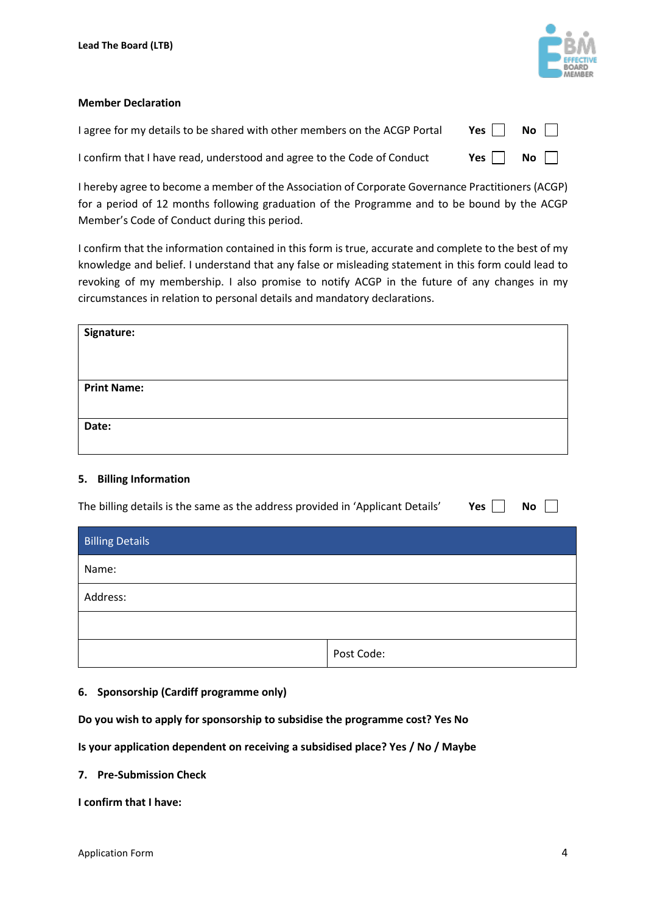**Member Declaration**

I agree for my details to be shared with other members on the ACGP Portal **Yes** ☐ **No** ☐

I confirm that I have read, understood and agree to the Code of Conduct **Yes** ☐ **No** ☐

I hereby agree to become a member of the Association of Corporate Governance Practitioners (ACGP) for a period of 12 months following graduation of the Programme and to be bound by the ACGP Member's Code of Conduct during this period.

I confirm that the information contained in this form is true, accurate and complete to the best of my knowledge and belief. I understand that any false or misleading statement in this form could lead to revoking of my membership. I also promise to notify ACGP in the future of any changes in my circumstances in relation to personal details and mandatory declarations.

| **Signature:** |
|---|
| **Print Name:** |
| **Date:** |

**5. Billing Information**

The billing details is the same as the address provided in 'Applicant Details' **Yes** ☐ **No** ☐

| Billing Details | |
|---|---|
| Name: | |
| Address: | |
| | |
| | Post Code: |

**6. Sponsorship (Cardiff programme only)**

**Do you wish to apply for sponsorship to subsidise the programme cost? Yes No**

**Is your application dependent on receiving a subsidised place? Yes / No / Maybe**

**7. Pre-Submission Check**

**I confirm that I have:**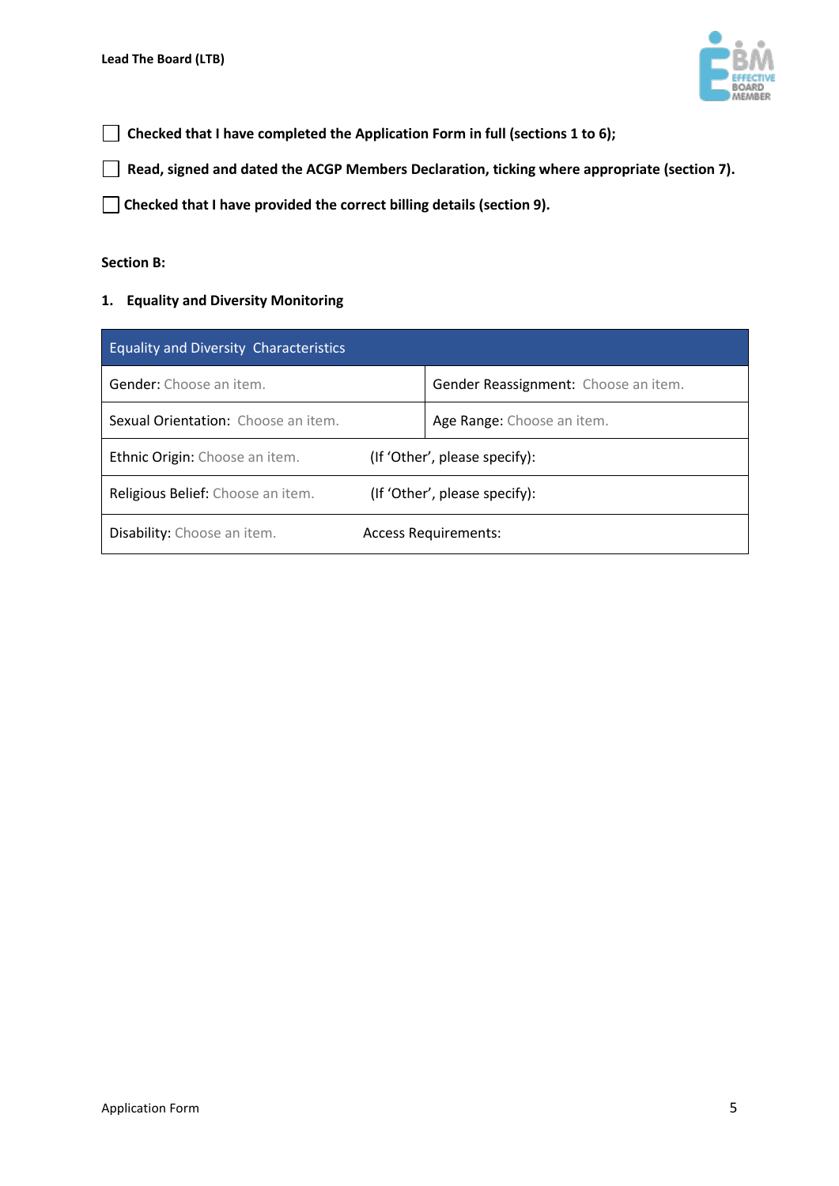- [ ] **Checked that I have completed the Application Form in full (sections 1 to 6);**
- [ ] **Read, signed and dated the ACGP Members Declaration, ticking where appropriate (section 7).**
- [ ] **Checked that I have provided the correct billing details (section 9).**

**Section B:**

**1. Equality and Diversity Monitoring**

| Equality and Diversity Characteristics | |
|---|---|
| Gender: Choose an item. | Gender Reassignment: Choose an item. |
| Sexual Orientation: Choose an item. | Age Range: Choose an item. |
| Ethnic Origin: Choose an item. | (If 'Other', please specify): |
| Religious Belief: Choose an item. | (If 'Other', please specify): |
| Disability: Choose an item. | Access Requirements: |